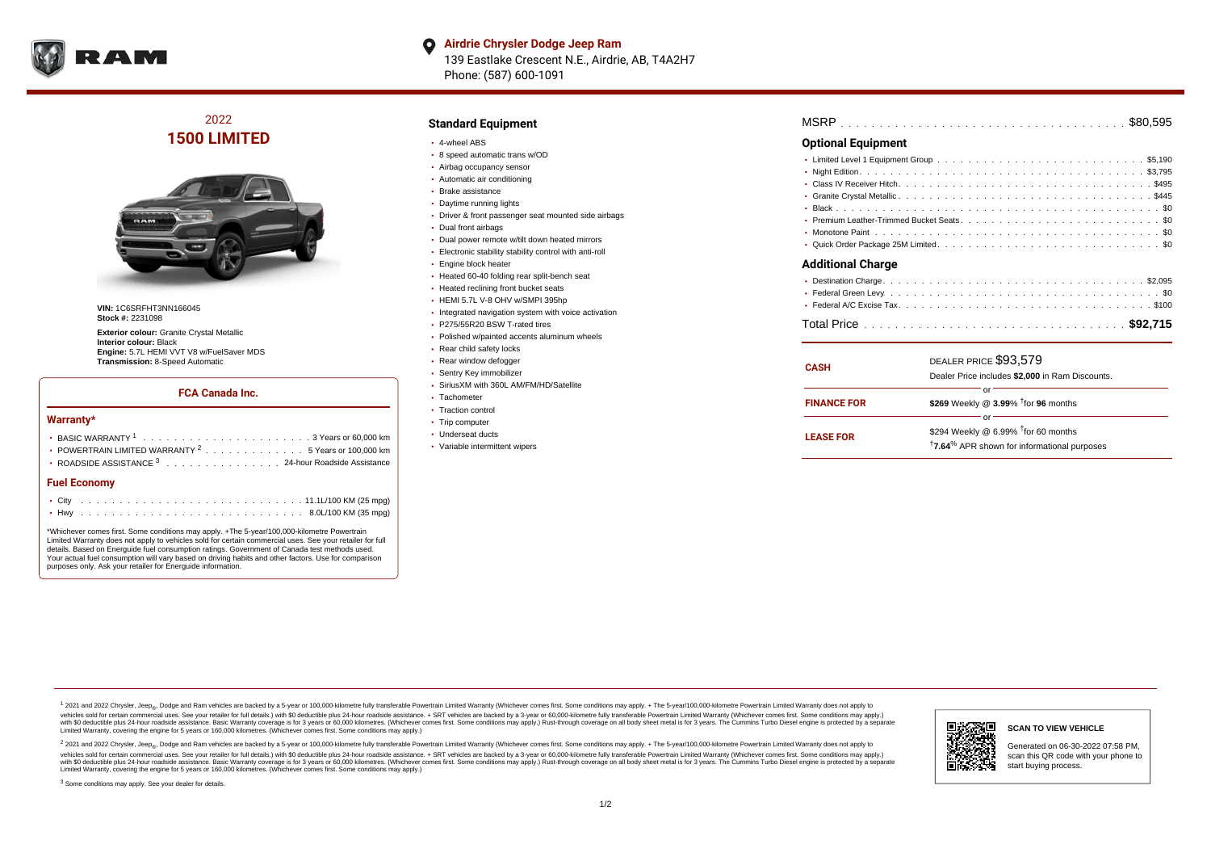**Airdrie Chrysler Dodge Jeep Ram**
139 Eastlake Crescent N.E., Airdrie, AB, T4A2H7
Phone: (587) 600-1091

## 2022
# 1500 LIMITED

**VIN:** 1C6SRFHT3NN166045
**Stock #:** 2231098

**Exterior colour:** Granite Crystal Metallic
**Interior colour:** Black
**Engine:** 5.7L HEMI VVT V8 w/FuelSaver MDS
**Transmission:** 8-Speed Automatic

### FCA Canada Inc.

#### Warranty*

- BASIC WARRANTY [1] . . . . . 3 Years or 60,000 km
- POWERTRAIN LIMITED WARRANTY [2] . . . . . 5 Years or 100,000 km
- ROADSIDE ASSISTANCE [3] . . . . . 24-hour Roadside Assistance

#### Fuel Economy

- City . . . . . 11.1L/100 KM (25 mpg)
- Hwy . . . . . 8.0L/100 KM (35 mpg)

*Whichever comes first. Some conditions may apply. +The 5-year/100,000-kilometre Powertrain Limited Warranty does not apply to vehicles sold for certain commercial uses. See your retailer for full details. Based on Energuide fuel consumption ratings. Government of Canada test methods used. Your actual fuel consumption will vary based on driving habits and other factors. Use for comparison purposes only. Ask your retailer for Energuide information.

## Standard Equipment

- 4-wheel ABS
- 8 speed automatic trans w/OD
- Airbag occupancy sensor
- Automatic air conditioning
- Brake assistance
- Daytime running lights
- Driver & front passenger seat mounted side airbags
- Dual front airbags
- Dual power remote w/tilt down heated mirrors
- Electronic stability stability control with anti-roll
- Engine block heater
- Heated 60-40 folding rear split-bench seat
- Heated reclining front bucket seats
- HEMI 5.7L V-8 OHV w/SMPI 395hp
- Integrated navigation system with voice activation
- P275/55R20 BSW T-rated tires
- Polished w/painted accents aluminum wheels
- Rear child safety locks
- Rear window defogger
- Sentry Key immobilizer
- SiriusXM with 360L AM/FM/HD/Satellite
- Tachometer
- Traction control
- Trip computer
- Underseat ducts
- Variable intermittent wipers

MSRP . . . . . $80,595

## Optional Equipment

- Limited Level 1 Equipment Group . . . . . $5,190
- Night Edition . . . . . $3,795
- Class IV Receiver Hitch . . . . . $495
- Granite Crystal Metallic . . . . . $445
- Black . . . . . $0
- Premium Leather-Trimmed Bucket Seats . . . . . $0
- Monotone Paint . . . . . $0
- Quick Order Package 25M Limited . . . . . $0

## Additional Charge

- Destination Charge . . . . . $2,095
- Federal Green Levy . . . . . $0
- Federal A/C Excise Tax . . . . . $100

Total Price . . . . . **$92,715**

| | |
|---|---|
| **CASH** | DEALER PRICE $93,579<br>Dealer Price includes **$2,000** in Ram Discounts. |
| | or |
| **FINANCE FOR** | **$269** Weekly @ **3.99**% †for **96** months |
| | or |
| **LEASE FOR** | $294 Weekly @ 6.99% †for 60 months<br>†**7.64**% APR shown for informational purposes |

[1] 2021 and 2022 Chrysler, Jeep®, Dodge and Ram vehicles are backed by a 5-year or 100,000-kilometre fully transferable Powertrain Limited Warranty (Whichever comes first. Some conditions may apply. + The 5-year/100,000-kilometre Powertrain Limited Warranty does not apply to vehicles sold for certain commercial uses. See your retailer for full details.) with $0 deductible plus 24-hour roadside assistance. + SRT vehicles are backed by a 3-year or 60,000-kilometre fully transferable Powertrain Limited Warranty (Whichever comes first. Some conditions may apply.) with $0 deductible plus 24-hour roadside assistance. Basic Warranty coverage is for 3 years or 60,000 kilometres. (Whichever comes first. Some conditions may apply.) Rust-through coverage on all body sheet metal is for 3 years. The Cummins Turbo Diesel engine is protected by a separate Limited Warranty, covering the engine for 5 years or 160,000 kilometres. (Whichever comes first. Some conditions may apply.)

[2] 2021 and 2022 Chrysler, Jeep®, Dodge and Ram vehicles are backed by a 5-year or 100,000-kilometre fully transferable Powertrain Limited Warranty (Whichever comes first. Some conditions may apply. + The 5-year/100,000-kilometre Powertrain Limited Warranty does not apply to vehicles sold for certain commercial uses. See your retailer for full details.) with $0 deductible plus 24-hour roadside assistance. + SRT vehicles are backed by a 3-year or 60,000-kilometre fully transferable Powertrain Limited Warranty (Whichever comes first. Some conditions may apply.) with $0 deductible plus 24-hour roadside assistance. Basic Warranty coverage is for 3 years or 60,000 kilometres. (Whichever comes first. Some conditions may apply.) Rust-through coverage on all body sheet metal is for 3 years. The Cummins Turbo Diesel engine is protected by a separate Limited Warranty, covering the engine for 5 years or 160,000 kilometres. (Whichever comes first. Some conditions may apply.)

[3] Some conditions may apply. See your dealer for details.

**SCAN TO VIEW VEHICLE**

Generated on 06-30-2022 07:58 PM, scan this QR code with your phone to start buying process.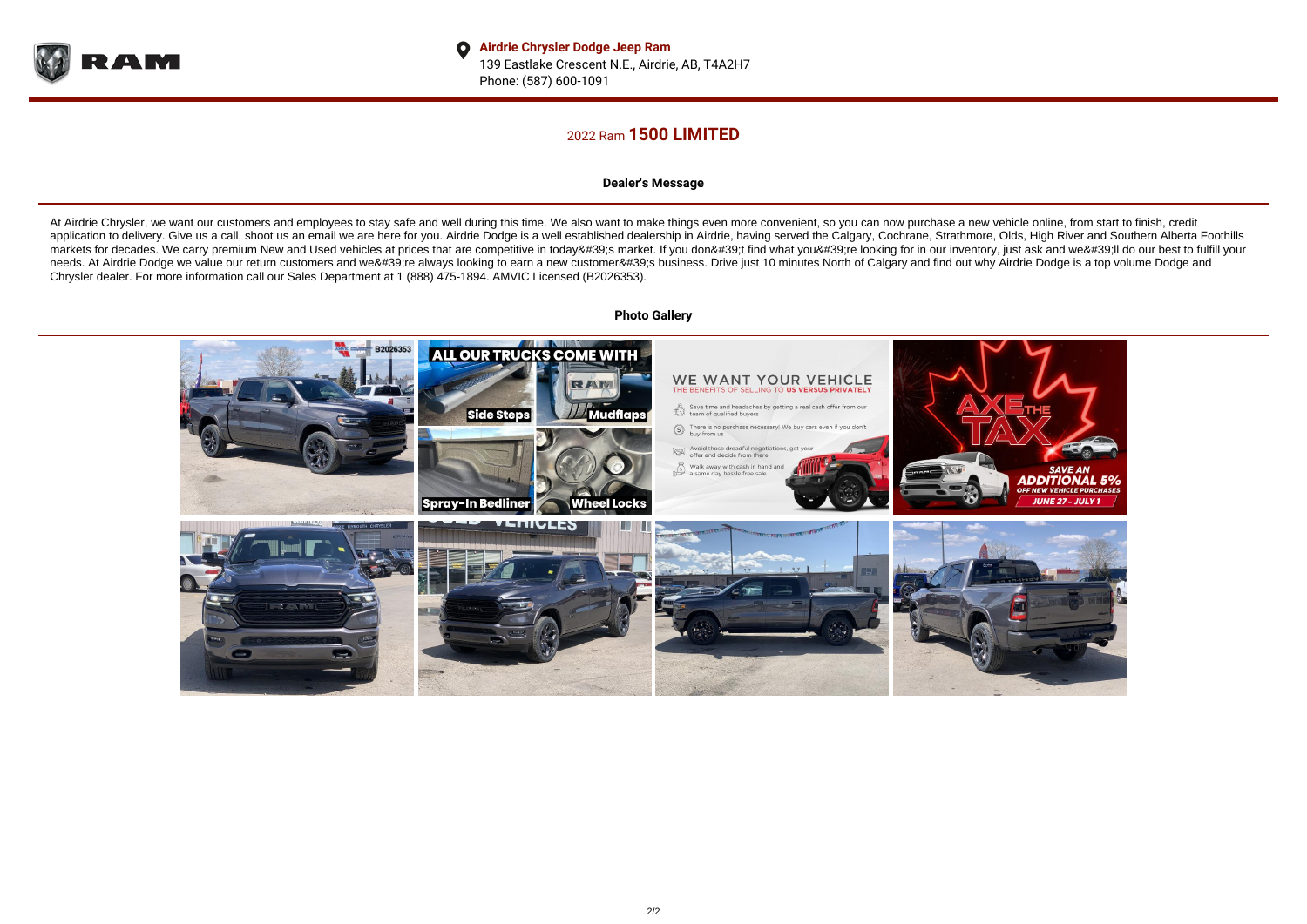**Airdrie Chrysler Dodge Jeep Ram**
139 Eastlake Crescent N.E., Airdrie, AB, T4A2H7
Phone: (587) 600-1091

# 2022 Ram **1500 LIMITED**

## Dealer's Message

At Airdrie Chrysler, we want our customers and employees to stay safe and well during this time. We also want to make things even more convenient, so you can now purchase a new vehicle online, from start to finish, credit application to delivery. Give us a call, shoot us an email we are here for you. Airdrie Dodge is a well established dealership in Airdrie, having served the Calgary, Cochrane, Strathmore, Olds, High River and Southern Alberta Foothills markets for decades. We carry premium New and Used vehicles at prices that are competitive in today&#39;s market. If you don&#39;t find what you&#39;re looking for in our inventory, just ask and we&#39;ll do our best to fulfill your needs. At Airdrie Dodge we value our return customers and we&#39;re always looking to earn a new customer&#39;s business. Drive just 10 minutes North of Calgary and find out why Airdrie Dodge is a top volume Dodge and Chrysler dealer. For more information call our Sales Department at 1 (888) 475-1894. AMVIC Licensed (B2026353).

## Photo Gallery